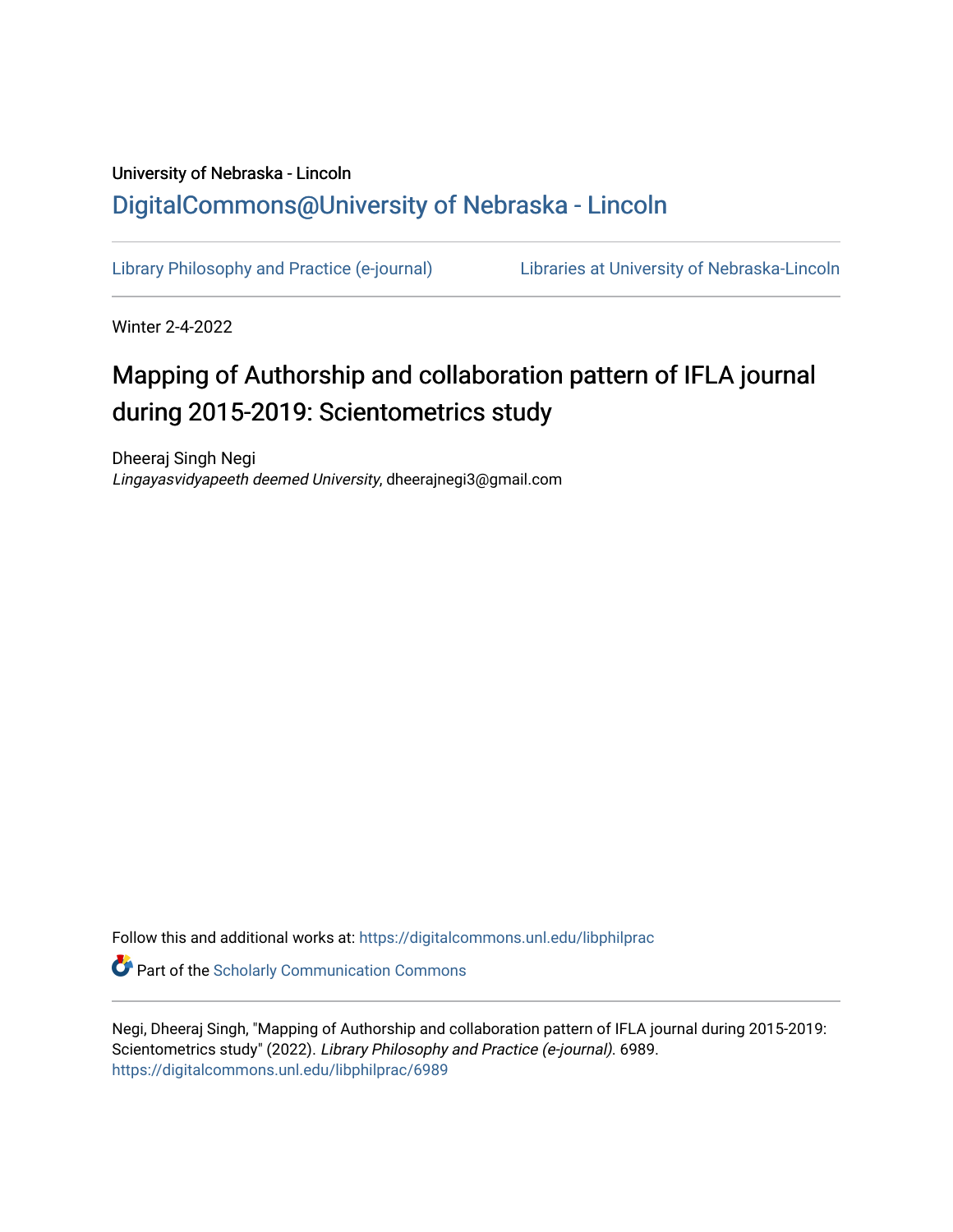University of Nebraska - Lincoln

## DigitalCommons@University of Nebraska - Lincoln

Library Philosophy and Practice (e-journal)   Libraries at University of Nebraska-Lincoln

Winter 2-4-2022

# Mapping of Authorship and collaboration pattern of IFLA journal during 2015-2019: Scientometrics study

Dheeraj Singh Negi
*Lingayasvidyapeeth deemed University*, dheerajnegi3@gmail.com

Follow this and additional works at: https://digitalcommons.unl.edu/libphilprac

Part of the Scholarly Communication Commons

Negi, Dheeraj Singh, "Mapping of Authorship and collaboration pattern of IFLA journal during 2015-2019: Scientometrics study" (2022). *Library Philosophy and Practice (e-journal)*. 6989.
https://digitalcommons.unl.edu/libphilprac/6989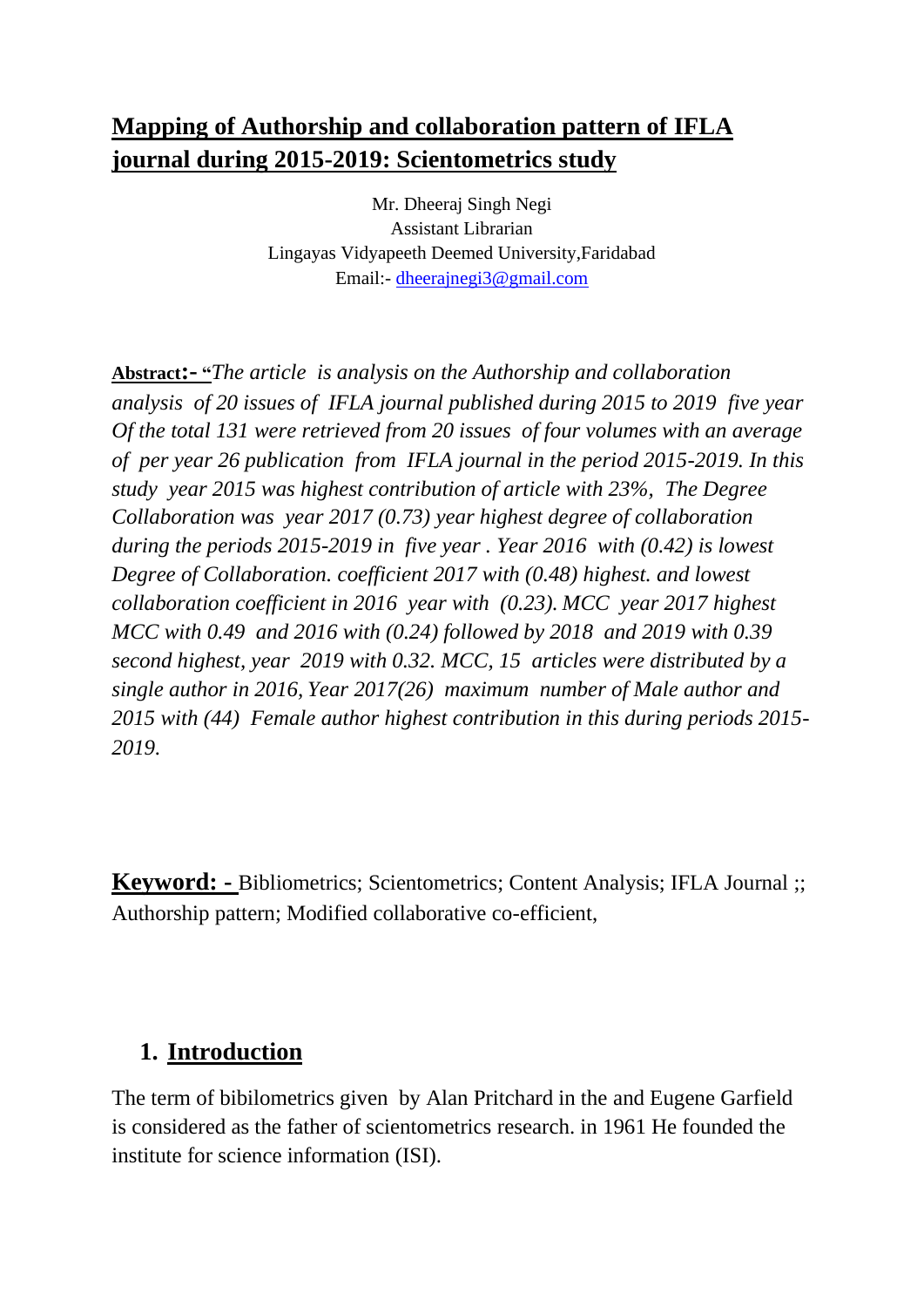# Mapping of Authorship and collaboration pattern of IFLA journal during 2015-2019: Scientometrics study

Mr. Dheeraj Singh Negi
Assistant Librarian
Lingayas Vidyapeeth Deemed University,Faridabad
Email:- dheerajnegi3@gmail.com

**Abstract:-** "*The article is analysis on the Authorship and collaboration analysis of 20 issues of IFLA journal published during 2015 to 2019 five year Of the total 131 were retrieved from 20 issues of four volumes with an average of per year 26 publication from IFLA journal in the period 2015-2019. In this study year 2015 was highest contribution of article with 23%, The Degree Collaboration was year 2017 (0.73) year highest degree of collaboration during the periods 2015-2019 in five year . Year 2016 with (0.42) is lowest Degree of Collaboration. coefficient 2017 with (0.48) highest. and lowest collaboration coefficient in 2016 year with (0.23). MCC year 2017 highest MCC with 0.49 and 2016 with (0.24) followed by 2018 and 2019 with 0.39 second highest, year 2019 with 0.32. MCC, 15 articles were distributed by a single author in 2016, Year 2017(26) maximum number of Male author and 2015 with (44) Female author highest contribution in this during periods 2015-2019.*

**Keyword: -** Bibliometrics; Scientometrics; Content Analysis; IFLA Journal ;; Authorship pattern; Modified collaborative co-efficient,

## 1. Introduction

The term of bibilometrics given by Alan Pritchard in the and Eugene Garfield is considered as the father of scientometrics research. in 1961 He founded the institute for science information (ISI).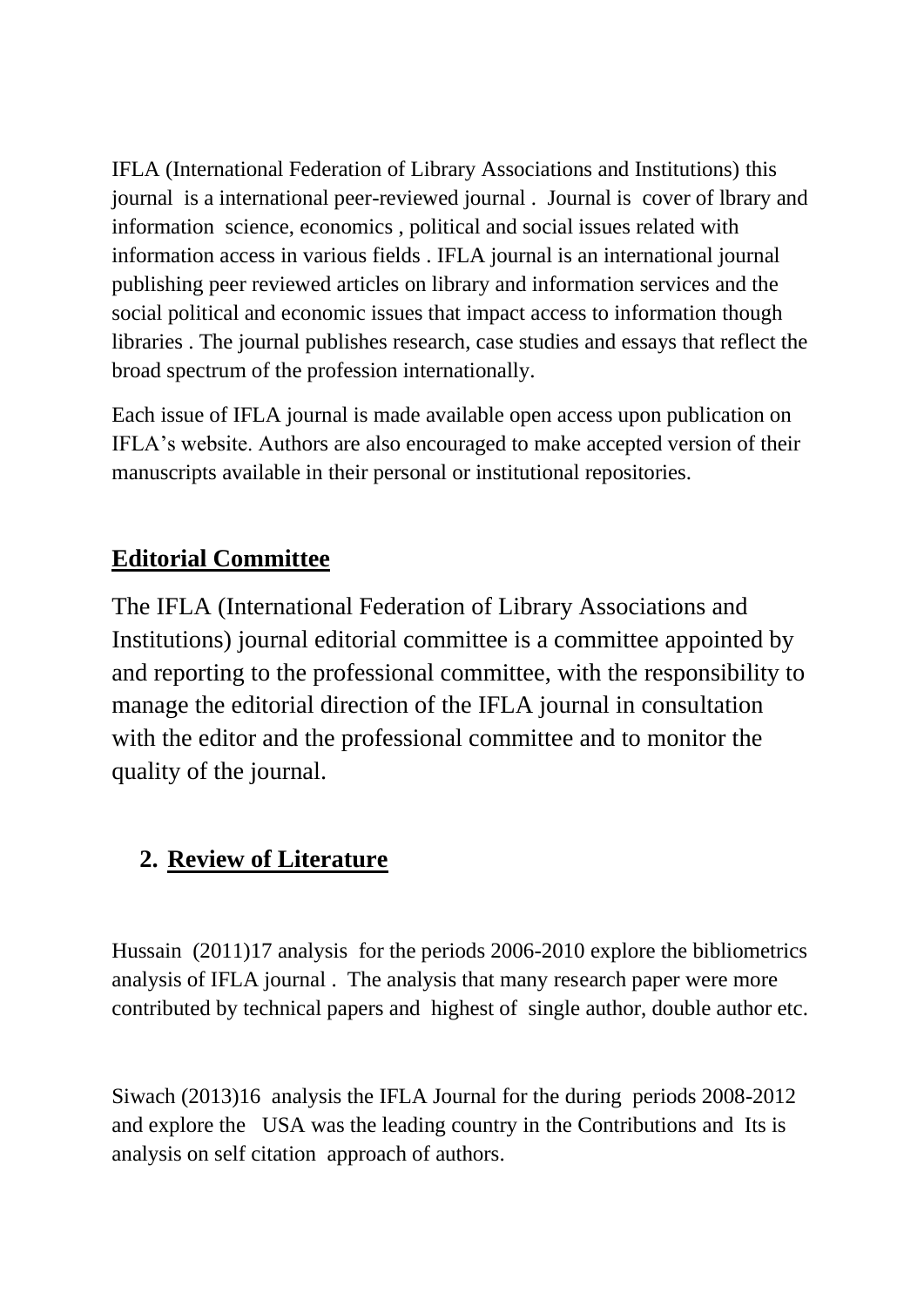IFLA (International Federation of Library Associations and Institutions) this journal is a international peer-reviewed journal . Journal is cover of lbrary and information science, economics , political and social issues related with information access in various fields . IFLA journal is an international journal publishing peer reviewed articles on library and information services and the social political and economic issues that impact access to information though libraries . The journal publishes research, case studies and essays that reflect the broad spectrum of the profession internationally.

Each issue of IFLA journal is made available open access upon publication on IFLA's website. Authors are also encouraged to make accepted version of their manuscripts available in their personal or institutional repositories.

## Editorial Committee

The IFLA (International Federation of Library Associations and Institutions) journal editorial committee is a committee appointed by and reporting to the professional committee, with the responsibility to manage the editorial direction of the IFLA journal in consultation with the editor and the professional committee and to monitor the quality of the journal.

## 2. Review of Literature

Hussain (2011)17 analysis for the periods 2006-2010 explore the bibliometrics analysis of IFLA journal . The analysis that many research paper were more contributed by technical papers and highest of single author, double author etc.

Siwach (2013)16 analysis the IFLA Journal for the during periods 2008-2012 and explore the USA was the leading country in the Contributions and Its is analysis on self citation approach of authors.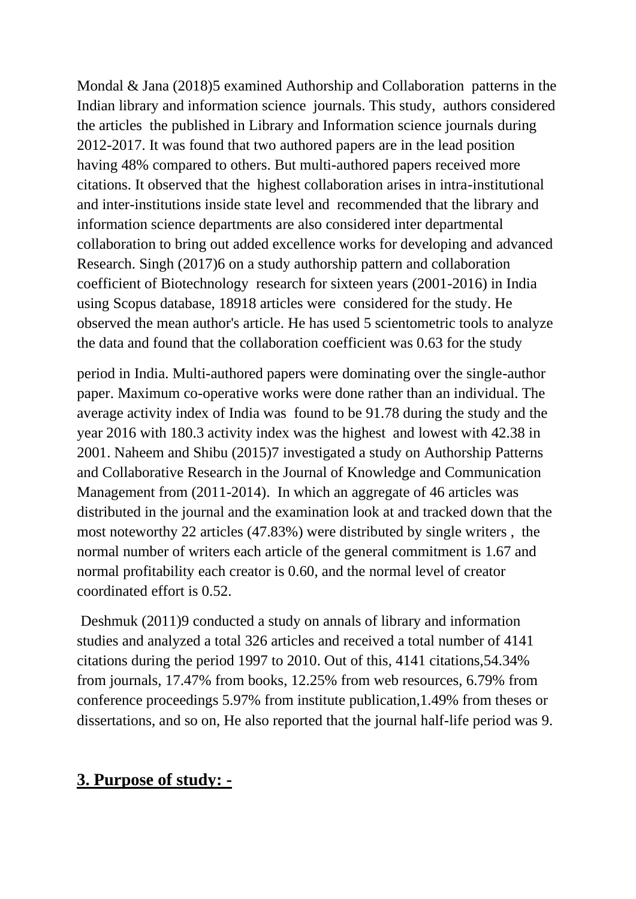Mondal & Jana (2018)5 examined Authorship and Collaboration patterns in the Indian library and information science journals. This study, authors considered the articles the published in Library and Information science journals during 2012-2017. It was found that two authored papers are in the lead position having 48% compared to others. But multi-authored papers received more citations. It observed that the highest collaboration arises in intra-institutional and inter-institutions inside state level and recommended that the library and information science departments are also considered inter departmental collaboration to bring out added excellence works for developing and advanced Research. Singh (2017)6 on a study authorship pattern and collaboration coefficient of Biotechnology research for sixteen years (2001-2016) in India using Scopus database, 18918 articles were considered for the study. He observed the mean author's article. He has used 5 scientometric tools to analyze the data and found that the collaboration coefficient was 0.63 for the study

period in India. Multi-authored papers were dominating over the single-author paper. Maximum co-operative works were done rather than an individual. The average activity index of India was found to be 91.78 during the study and the year 2016 with 180.3 activity index was the highest and lowest with 42.38 in 2001. Naheem and Shibu (2015)7 investigated a study on Authorship Patterns and Collaborative Research in the Journal of Knowledge and Communication Management from (2011-2014). In which an aggregate of 46 articles was distributed in the journal and the examination look at and tracked down that the most noteworthy 22 articles (47.83%) were distributed by single writers , the normal number of writers each article of the general commitment is 1.67 and normal profitability each creator is 0.60, and the normal level of creator coordinated effort is 0.52.

Deshmuk (2011)9 conducted a study on annals of library and information studies and analyzed a total 326 articles and received a total number of 4141 citations during the period 1997 to 2010. Out of this, 4141 citations,54.34% from journals, 17.47% from books, 12.25% from web resources, 6.79% from conference proceedings 5.97% from institute publication,1.49% from theses or dissertations, and so on, He also reported that the journal half-life period was 9.

## 3. Purpose of study: -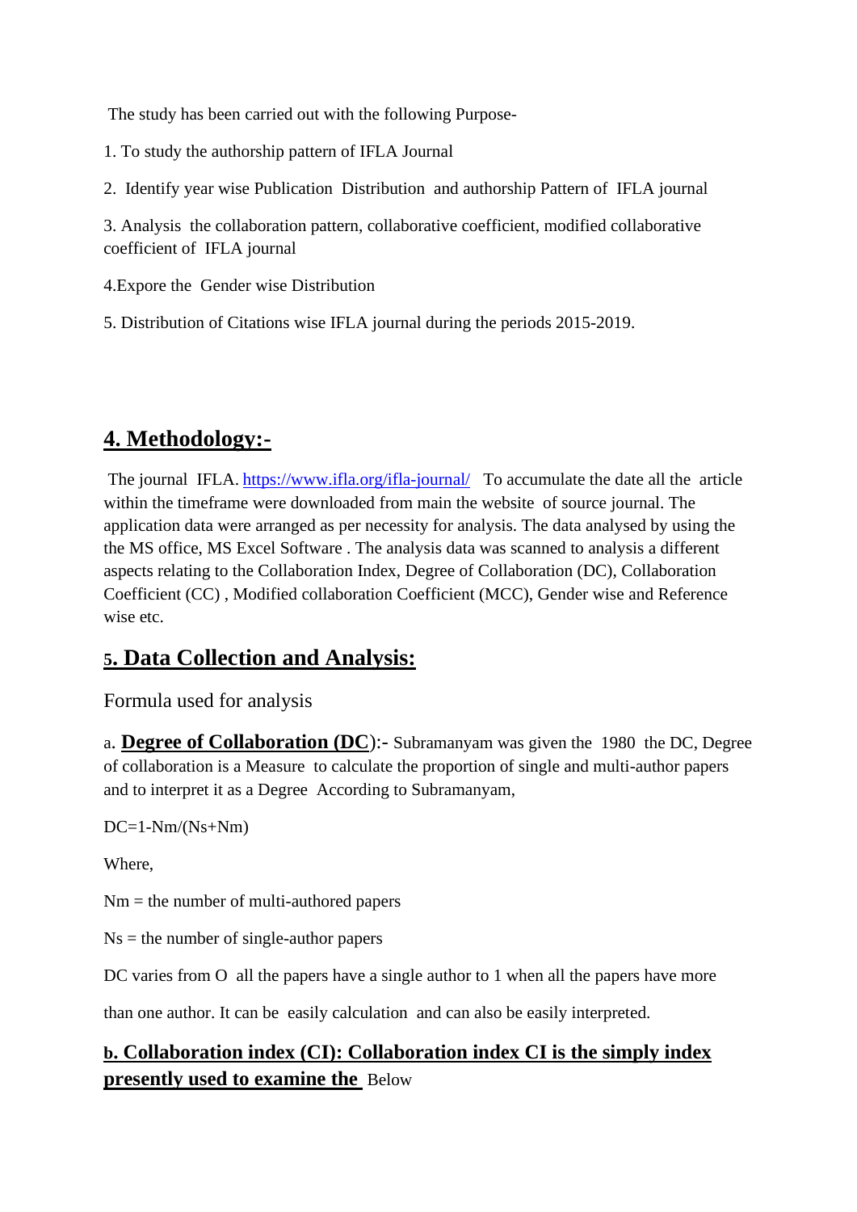The study has been carried out with the following Purpose-

1. To study the authorship pattern of IFLA Journal

2. Identify year wise Publication Distribution and authorship Pattern of IFLA journal

3. Analysis the collaboration pattern, collaborative coefficient, modified collaborative coefficient of IFLA journal

4.Expore the Gender wise Distribution

5. Distribution of Citations wise IFLA journal during the periods 2015-2019.

## 4. Methodology:-

The journal IFLA. https://www.ifla.org/ifla-journal/ To accumulate the date all the article within the timeframe were downloaded from main the website of source journal. The application data were arranged as per necessity for analysis. The data analysed by using the the MS office, MS Excel Software . The analysis data was scanned to analysis a different aspects relating to the Collaboration Index, Degree of Collaboration (DC), Collaboration Coefficient (CC) , Modified collaboration Coefficient (MCC), Gender wise and Reference wise etc.

## 5. Data Collection and Analysis:

Formula used for analysis

a. **Degree of Collaboration (DC)**:- Subramanyam was given the 1980 the DC, Degree of collaboration is a Measure to calculate the proportion of single and multi-author papers and to interpret it as a Degree According to Subramanyam,

DC=1-Nm/(Ns+Nm)

Where,

Nm = the number of multi-authored papers

Ns = the number of single-author papers

DC varies from O all the papers have a single author to 1 when all the papers have more

than one author. It can be easily calculation and can also be easily interpreted.

**b. Collaboration index (CI): Collaboration index CI is the simply index presently used to examine the** Below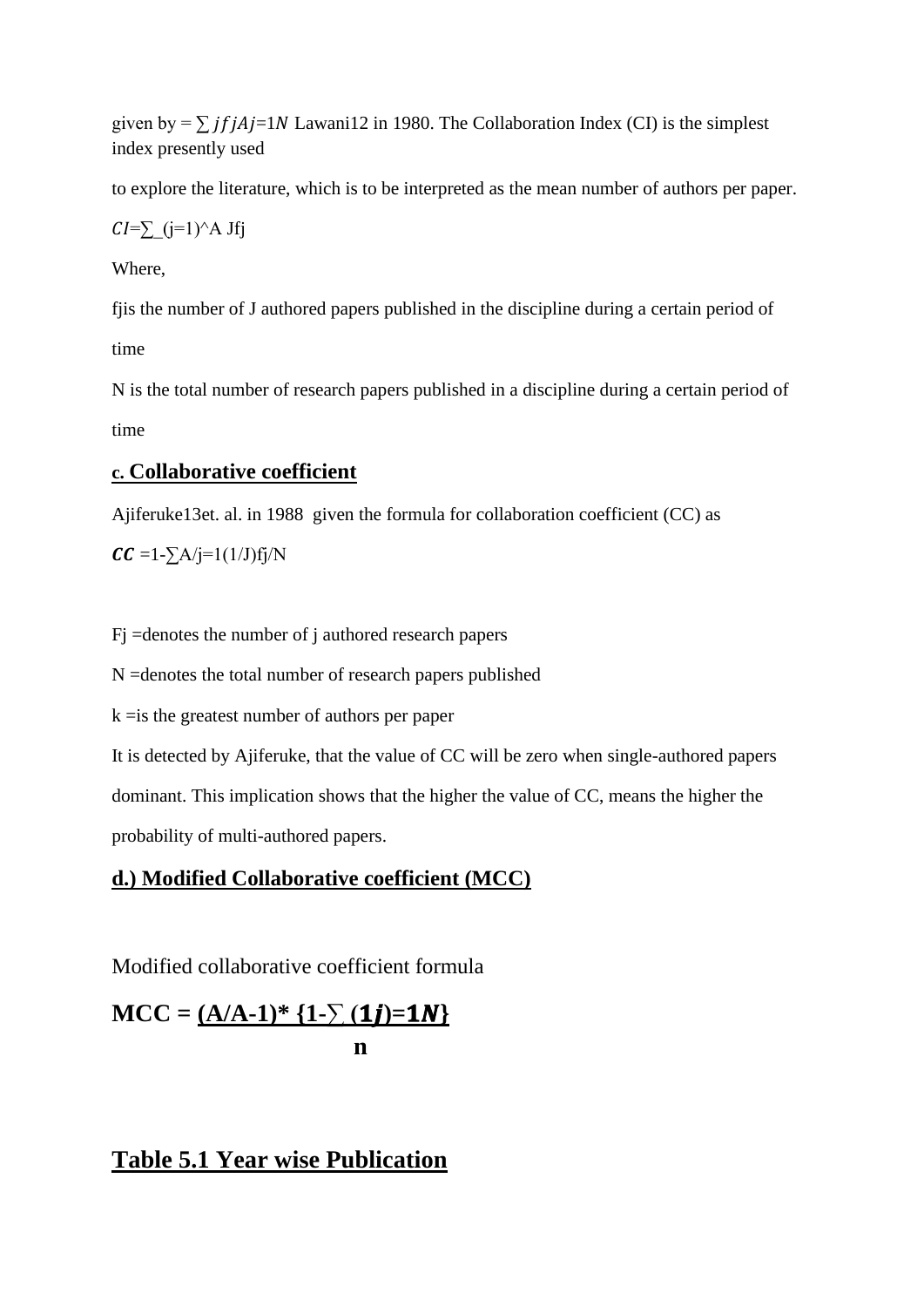given by = $\sum jfjAj=1N$ Lawani[12] in 1980. The Collaboration Index (CI) is the simplest index presently used

to explore the literature, which is to be interpreted as the mean number of authors per paper.

$CI=\sum_{(j=1)}^{A} Jfj$

Where,

fjis the number of J authored papers published in the discipline during a certain period of time

N is the total number of research papers published in a discipline during a certain period of time

### c. Collaborative coefficient

Ajiferuke[13]et. al. in 1988 given the formula for collaboration coefficient (CC) as

$\boldsymbol{CC}$ =1-∑A/j=1(1/J)fj/N

Fj =denotes the number of j authored research papers

N =denotes the total number of research papers published

k =is the greatest number of authors per paper

It is detected by Ajiferuke, that the value of CC will be zero when single-authored papers dominant. This implication shows that the higher the value of CC, means the higher the probability of multi-authored papers.

### d.) Modified Collaborative coefficient (MCC)

Modified collaborative coefficient formula

**MCC = (A/A-1)* {1-∑ (1j)=1N}**
**n**

## Table 5.1 Year wise Publication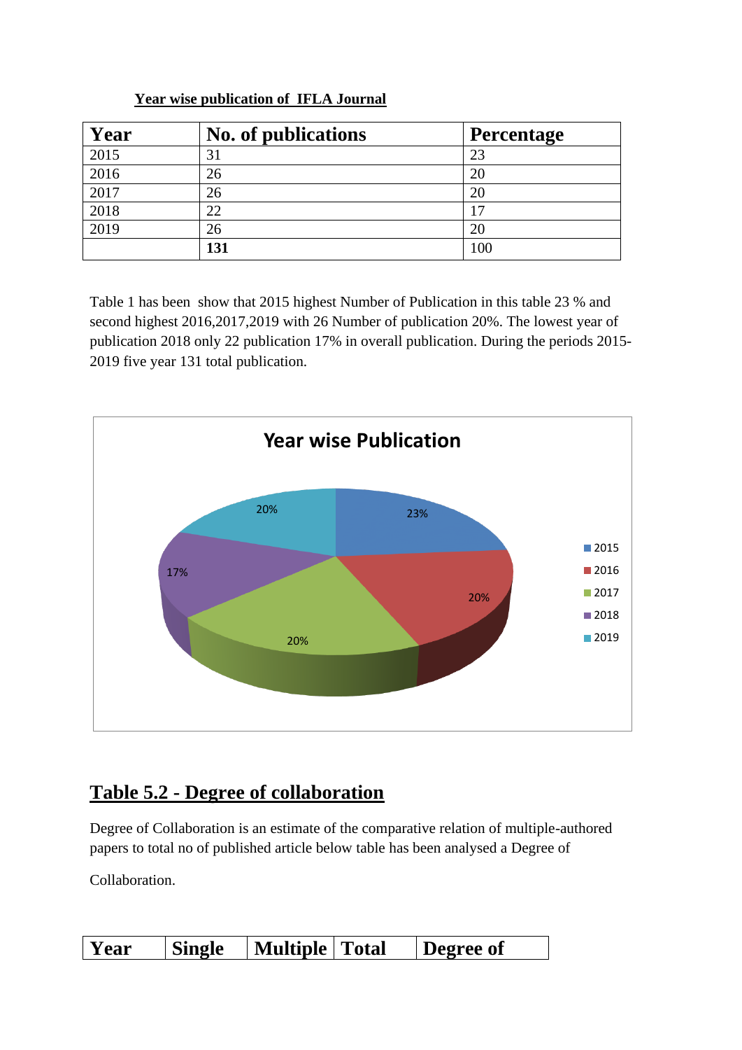**Year wise publication of IFLA Journal**

| Year | No. of publications | Percentage |
|---|---|---|
| 2015 | 31 | 23 |
| 2016 | 26 | 20 |
| 2017 | 26 | 20 |
| 2018 | 22 | 17 |
| 2019 | 26 | 20 |
| | **131** | 100 |

Table 1 has been show that 2015 highest Number of Publication in this table 23 % and second highest 2016,2017,2019 with 26 Number of publication 20%. The lowest year of publication 2018 only 22 publication 17% in overall publication. During the periods 2015-2019 five year 131 total publication.

## Table 5.2 - Degree of collaboration

Degree of Collaboration is an estimate of the comparative relation of multiple-authored papers to total no of published article below table has been analysed a Degree of Collaboration.

| Year | Single | Multiple | Total | Degree of |
|---|---|---|---|---|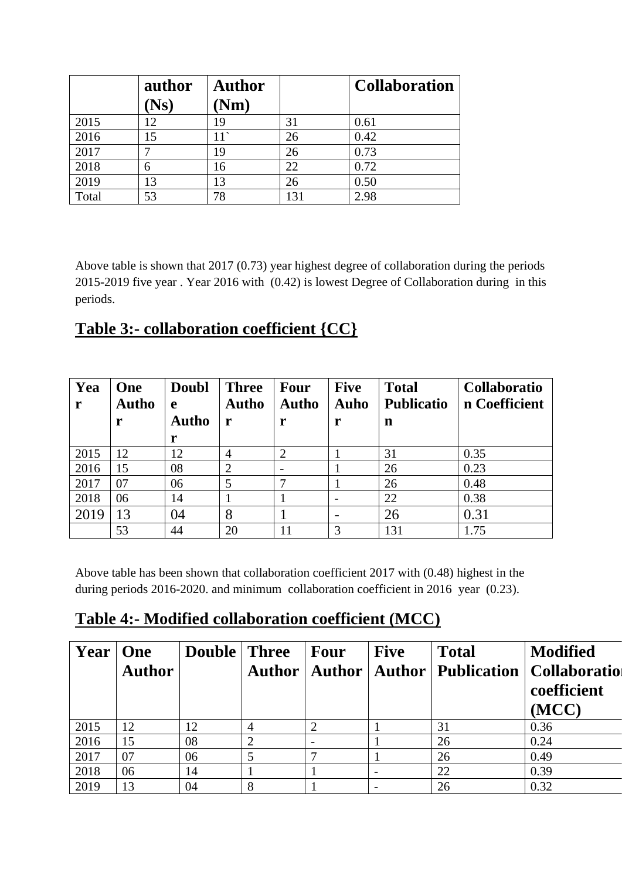|  | author (Ns) | Author (Nm) |  | Collaboration |
|---|---|---|---|---|
| 2015 | 12 | 19 | 31 | 0.61 |
| 2016 | 15 | 11` | 26 | 0.42 |
| 2017 | 7 | 19 | 26 | 0.73 |
| 2018 | 6 | 16 | 22 | 0.72 |
| 2019 | 13 | 13 | 26 | 0.50 |
| Total | 53 | 78 | 131 | 2.98 |

Above table is shown that 2017 (0.73) year highest degree of collaboration during the periods 2015-2019 five year . Year 2016 with (0.42) is lowest Degree of Collaboration during in this periods.

## Table 3:- collaboration coefficient {CC}

| Year | One Author | Double Author | Three Author | Four Author | Five Auhor | Total Publication | Collaboration Coefficient |
|---|---|---|---|---|---|---|---|
| 2015 | 12 | 12 | 4 | 2 | 1 | 31 | 0.35 |
| 2016 | 15 | 08 | 2 | - | 1 | 26 | 0.23 |
| 2017 | 07 | 06 | 5 | 7 | 1 | 26 | 0.48 |
| 2018 | 06 | 14 | 1 | 1 | - | 22 | 0.38 |
| 2019 | 13 | 04 | 8 | 1 | - | 26 | 0.31 |
|  | 53 | 44 | 20 | 11 | 3 | 131 | 1.75 |

Above table has been shown that collaboration coefficient 2017 with (0.48) highest in the during periods 2016-2020. and minimum collaboration coefficient in 2016 year (0.23).

## Table 4:- Modified collaboration coefficient (MCC)

| Year | One Author | Double | Three Author | Four Author | Five Author | Total Publication | Modified Collaboration coefficient (MCC) |
|---|---|---|---|---|---|---|---|
| 2015 | 12 | 12 | 4 | 2 | 1 | 31 | 0.36 |
| 2016 | 15 | 08 | 2 | - | 1 | 26 | 0.24 |
| 2017 | 07 | 06 | 5 | 7 | 1 | 26 | 0.49 |
| 2018 | 06 | 14 | 1 | 1 | - | 22 | 0.39 |
| 2019 | 13 | 04 | 8 | 1 | - | 26 | 0.32 |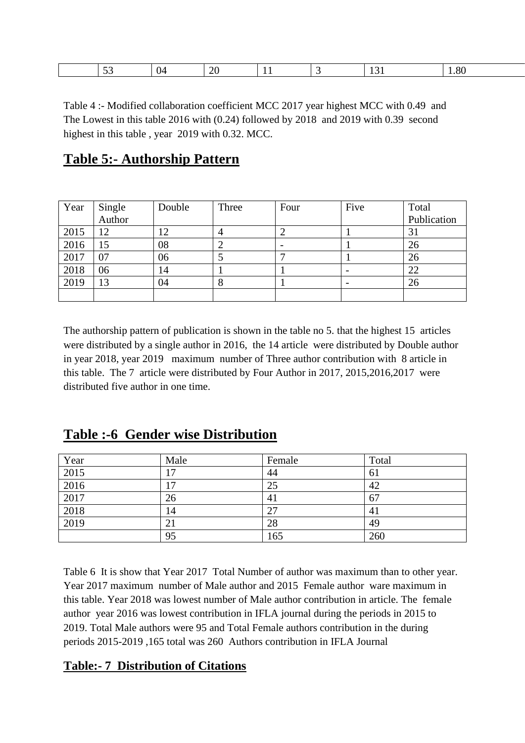|  | 53 | 04 | 20 | 11 | 3 | 131 | 1.80 |
|---|---|---|---|---|---|---|---|

Table 4 :- Modified collaboration coefficient MCC 2017 year highest MCC with 0.49 and The Lowest in this table 2016 with (0.24) followed by 2018 and 2019 with 0.39 second highest in this table , year 2019 with 0.32. MCC.

## Table 5:- Authorship Pattern

| Year | Single Author | Double | Three | Four | Five | Total Publication |
|---|---|---|---|---|---|---|
| 2015 | 12 | 12 | 4 | 2 | 1 | 31 |
| 2016 | 15 | 08 | 2 | - | 1 | 26 |
| 2017 | 07 | 06 | 5 | 7 | 1 | 26 |
| 2018 | 06 | 14 | 1 | 1 | - | 22 |
| 2019 | 13 | 04 | 8 | 1 | - | 26 |
|  |  |  |  |  |  |  |

The authorship pattern of publication is shown in the table no 5. that the highest 15 articles were distributed by a single author in 2016, the 14 article were distributed by Double author in year 2018, year 2019 maximum number of Three author contribution with 8 article in this table. The 7 article were distributed by Four Author in 2017, 2015,2016,2017 were distributed five author in one time.

## Table :-6 Gender wise Distribution

| Year | Male | Female | Total |
|---|---|---|---|
| 2015 | 17 | 44 | 61 |
| 2016 | 17 | 25 | 42 |
| 2017 | 26 | 41 | 67 |
| 2018 | 14 | 27 | 41 |
| 2019 | 21 | 28 | 49 |
|  | 95 | 165 | 260 |

Table 6 It is show that Year 2017 Total Number of author was maximum than to other year. Year 2017 maximum number of Male author and 2015 Female author ware maximum in this table. Year 2018 was lowest number of Male author contribution in article. The female author year 2016 was lowest contribution in IFLA journal during the periods in 2015 to 2019. Total Male authors were 95 and Total Female authors contribution in the during periods 2015-2019 ,165 total was 260 Authors contribution in IFLA Journal

## Table:- 7 Distribution of Citations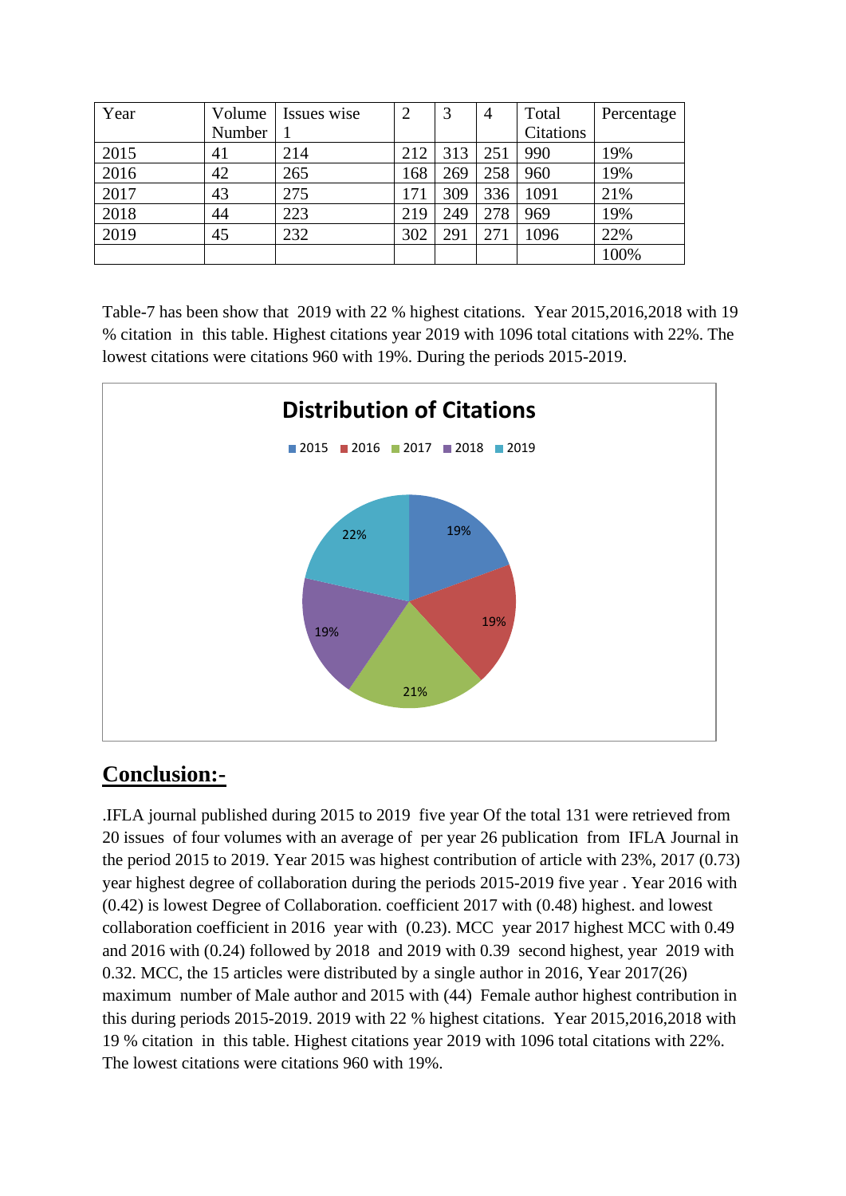| Year | Volume Number | Issues wise 1 | 2 | 3 | 4 | Total Citations | Percentage |
|---|---|---|---|---|---|---|---|
| 2015 | 41 | 214 | 212 | 313 | 251 | 990 | 19% |
| 2016 | 42 | 265 | 168 | 269 | 258 | 960 | 19% |
| 2017 | 43 | 275 | 171 | 309 | 336 | 1091 | 21% |
| 2018 | 44 | 223 | 219 | 249 | 278 | 969 | 19% |
| 2019 | 45 | 232 | 302 | 291 | 271 | 1096 | 22% |
| | | | | | | | 100% |

Table-7 has been show that 2019 with 22 % highest citations. Year 2015,2016,2018 with 19 % citation in this table. Highest citations year 2019 with 1096 total citations with 22%. The lowest citations were citations 960 with 19%. During the periods 2015-2019.

**Distribution of Citations**

2015 · 2016 · 2017 · 2018 · 2019

19% · 19% · 21% · 19% · 22%

## Conclusion:-

.IFLA journal published during 2015 to 2019 five year Of the total 131 were retrieved from 20 issues of four volumes with an average of per year 26 publication from IFLA Journal in the period 2015 to 2019. Year 2015 was highest contribution of article with 23%, 2017 (0.73) year highest degree of collaboration during the periods 2015-2019 five year . Year 2016 with (0.42) is lowest Degree of Collaboration. coefficient 2017 with (0.48) highest. and lowest collaboration coefficient in 2016 year with (0.23). MCC year 2017 highest MCC with 0.49 and 2016 with (0.24) followed by 2018 and 2019 with 0.39 second highest, year 2019 with 0.32. MCC, the 15 articles were distributed by a single author in 2016, Year 2017(26) maximum number of Male author and 2015 with (44) Female author highest contribution in this during periods 2015-2019. 2019 with 22 % highest citations. Year 2015,2016,2018 with 19 % citation in this table. Highest citations year 2019 with 1096 total citations with 22%. The lowest citations were citations 960 with 19%.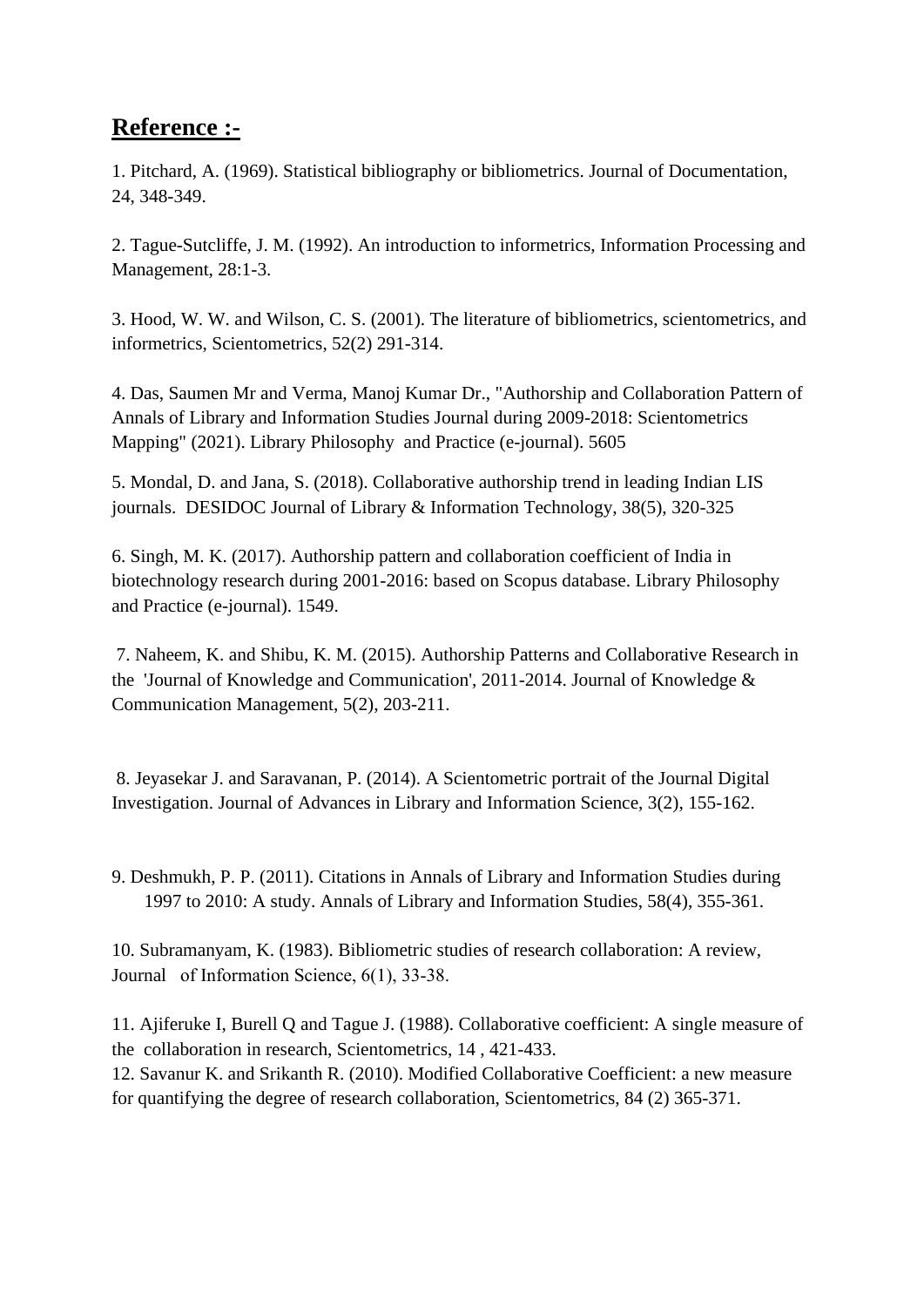## Reference :-

1. Pitchard, A. (1969). Statistical bibliography or bibliometrics. Journal of Documentation, 24, 348-349.

2. Tague-Sutcliffe, J. M. (1992). An introduction to informetrics, Information Processing and Management, 28:1-3.

3. Hood, W. W. and Wilson, C. S. (2001). The literature of bibliometrics, scientometrics, and informetrics, Scientometrics, 52(2) 291-314.

4. Das, Saumen Mr and Verma, Manoj Kumar Dr., "Authorship and Collaboration Pattern of Annals of Library and Information Studies Journal during 2009-2018: Scientometrics Mapping" (2021). Library Philosophy and Practice (e-journal). 5605

5. Mondal, D. and Jana, S. (2018). Collaborative authorship trend in leading Indian LIS journals. DESIDOC Journal of Library & Information Technology, 38(5), 320-325

6. Singh, M. K. (2017). Authorship pattern and collaboration coefficient of India in biotechnology research during 2001-2016: based on Scopus database. Library Philosophy and Practice (e-journal). 1549.

7. Naheem, K. and Shibu, K. M. (2015). Authorship Patterns and Collaborative Research in the 'Journal of Knowledge and Communication', 2011-2014. Journal of Knowledge & Communication Management, 5(2), 203-211.

8. Jeyasekar J. and Saravanan, P. (2014). A Scientometric portrait of the Journal Digital Investigation. Journal of Advances in Library and Information Science, 3(2), 155-162.

9. Deshmukh, P. P. (2011). Citations in Annals of Library and Information Studies during 1997 to 2010: A study. Annals of Library and Information Studies, 58(4), 355-361.

10. Subramanyam, K. (1983). Bibliometric studies of research collaboration: A review, Journal of Information Science, 6(1), 33-38.

11. Ajiferuke I, Burell Q and Tague J. (1988). Collaborative coefficient: A single measure of the collaboration in research, Scientometrics, 14 , 421-433.

12. Savanur K. and Srikanth R. (2010). Modified Collaborative Coefficient: a new measure for quantifying the degree of research collaboration, Scientometrics, 84 (2) 365-371.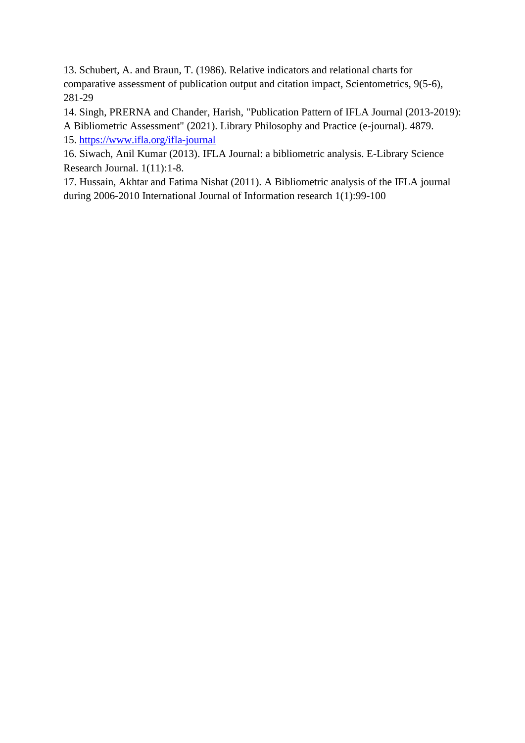13. Schubert, A. and Braun, T. (1986). Relative indicators and relational charts for comparative assessment of publication output and citation impact, Scientometrics, 9(5-6), 281-29

14. Singh, PRERNA and Chander, Harish, "Publication Pattern of IFLA Journal (2013-2019): A Bibliometric Assessment" (2021). Library Philosophy and Practice (e-journal). 4879.

15. https://www.ifla.org/ifla-journal

16. Siwach, Anil Kumar (2013). IFLA Journal: a bibliometric analysis. E-Library Science Research Journal. 1(11):1-8.

17. Hussain, Akhtar and Fatima Nishat (2011). A Bibliometric analysis of the IFLA journal during 2006-2010 International Journal of Information research 1(1):99-100